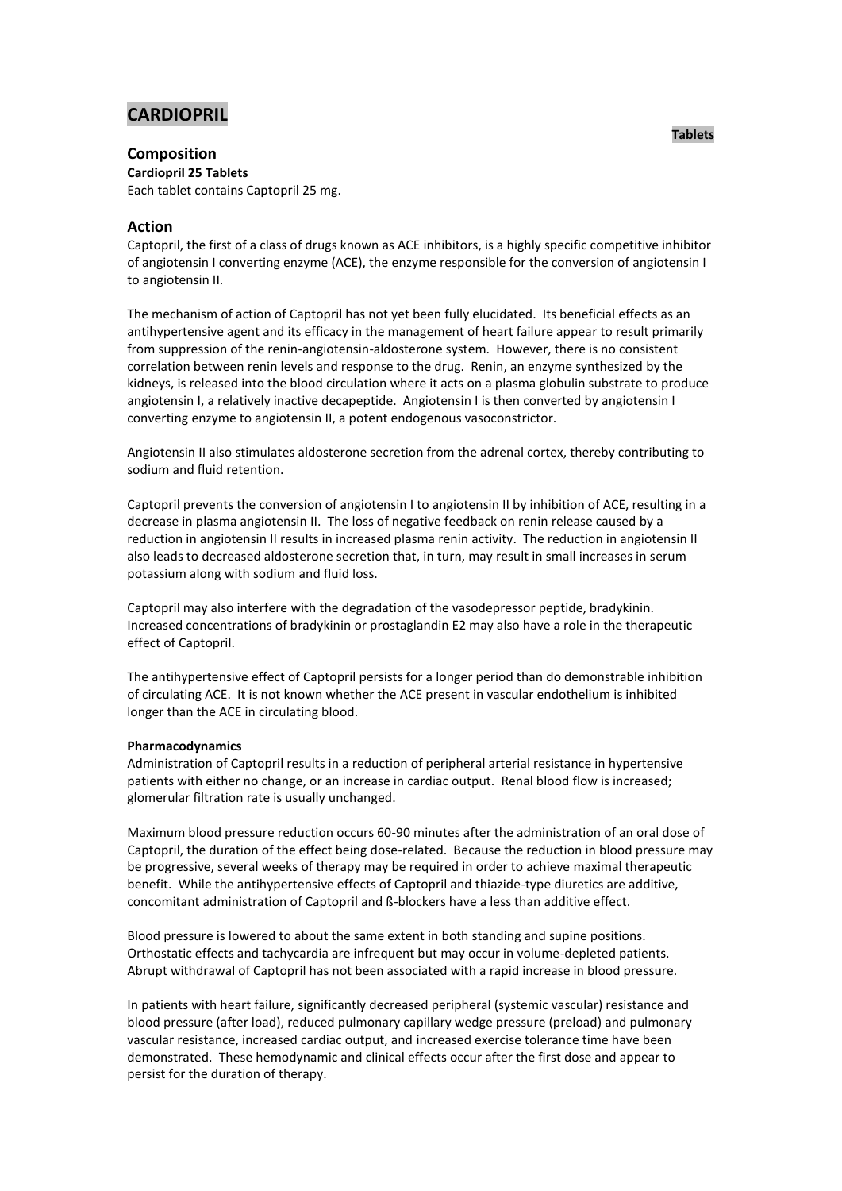# CARDIOPRIL

**Tablets**

## Composition

**Cardiopril 25 Tablets**

Each tablet contains Captopril 25 mg.

## Action

Captopril, the first of a class of drugs known as ACE inhibitors, is a highly specific competitive inhibitor of angiotensin I converting enzyme (ACE), the enzyme responsible for the conversion of angiotensin I to angiotensin II.

The mechanism of action of Captopril has not yet been fully elucidated. Its beneficial effects as an antihypertensive agent and its efficacy in the management of heart failure appear to result primarily from suppression of the renin-angiotensin-aldosterone system. However, there is no consistent correlation between renin levels and response to the drug. Renin, an enzyme synthesized by the kidneys, is released into the blood circulation where it acts on a plasma globulin substrate to produce angiotensin I, a relatively inactive decapeptide. Angiotensin I is then converted by angiotensin I converting enzyme to angiotensin II, a potent endogenous vasoconstrictor.

Angiotensin II also stimulates aldosterone secretion from the adrenal cortex, thereby contributing to sodium and fluid retention.

Captopril prevents the conversion of angiotensin I to angiotensin II by inhibition of ACE, resulting in a decrease in plasma angiotensin II. The loss of negative feedback on renin release caused by a reduction in angiotensin II results in increased plasma renin activity. The reduction in angiotensin II also leads to decreased aldosterone secretion that, in turn, may result in small increases in serum potassium along with sodium and fluid loss.

Captopril may also interfere with the degradation of the vasodepressor peptide, bradykinin. Increased concentrations of bradykinin or prostaglandin E2 may also have a role in the therapeutic effect of Captopril.

The antihypertensive effect of Captopril persists for a longer period than do demonstrable inhibition of circulating ACE. It is not known whether the ACE present in vascular endothelium is inhibited longer than the ACE in circulating blood.

**Pharmacodynamics**

Administration of Captopril results in a reduction of peripheral arterial resistance in hypertensive patients with either no change, or an increase in cardiac output. Renal blood flow is increased; glomerular filtration rate is usually unchanged.

Maximum blood pressure reduction occurs 60-90 minutes after the administration of an oral dose of Captopril, the duration of the effect being dose-related. Because the reduction in blood pressure may be progressive, several weeks of therapy may be required in order to achieve maximal therapeutic benefit. While the antihypertensive effects of Captopril and thiazide-type diuretics are additive, concomitant administration of Captopril and ß-blockers have a less than additive effect.

Blood pressure is lowered to about the same extent in both standing and supine positions. Orthostatic effects and tachycardia are infrequent but may occur in volume-depleted patients. Abrupt withdrawal of Captopril has not been associated with a rapid increase in blood pressure.

In patients with heart failure, significantly decreased peripheral (systemic vascular) resistance and blood pressure (after load), reduced pulmonary capillary wedge pressure (preload) and pulmonary vascular resistance, increased cardiac output, and increased exercise tolerance time have been demonstrated. These hemodynamic and clinical effects occur after the first dose and appear to persist for the duration of therapy.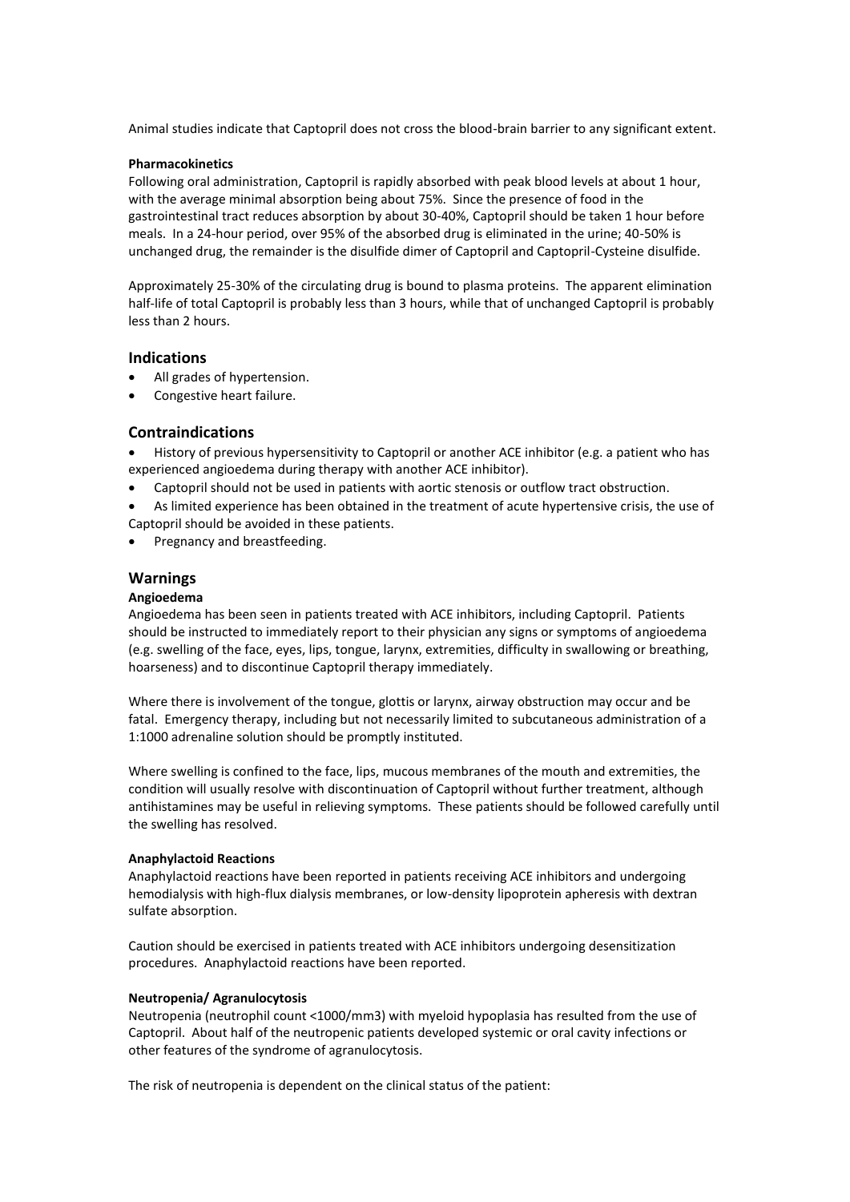Animal studies indicate that Captopril does not cross the blood-brain barrier to any significant extent.

**Pharmacokinetics**
Following oral administration, Captopril is rapidly absorbed with peak blood levels at about 1 hour, with the average minimal absorption being about 75%. Since the presence of food in the gastrointestinal tract reduces absorption by about 30-40%, Captopril should be taken 1 hour before meals. In a 24-hour period, over 95% of the absorbed drug is eliminated in the urine; 40-50% is unchanged drug, the remainder is the disulfide dimer of Captopril and Captopril-Cysteine disulfide.

Approximately 25-30% of the circulating drug is bound to plasma proteins. The apparent elimination half-life of total Captopril is probably less than 3 hours, while that of unchanged Captopril is probably less than 2 hours.

## Indications

- All grades of hypertension.
- Congestive heart failure.

## Contraindications

- History of previous hypersensitivity to Captopril or another ACE inhibitor (e.g. a patient who has experienced angioedema during therapy with another ACE inhibitor).
- Captopril should not be used in patients with aortic stenosis or outflow tract obstruction.
- As limited experience has been obtained in the treatment of acute hypertensive crisis, the use of Captopril should be avoided in these patients.
- Pregnancy and breastfeeding.

## Warnings

**Angioedema**
Angioedema has been seen in patients treated with ACE inhibitors, including Captopril. Patients should be instructed to immediately report to their physician any signs or symptoms of angioedema (e.g. swelling of the face, eyes, lips, tongue, larynx, extremities, difficulty in swallowing or breathing, hoarseness) and to discontinue Captopril therapy immediately.

Where there is involvement of the tongue, glottis or larynx, airway obstruction may occur and be fatal. Emergency therapy, including but not necessarily limited to subcutaneous administration of a 1:1000 adrenaline solution should be promptly instituted.

Where swelling is confined to the face, lips, mucous membranes of the mouth and extremities, the condition will usually resolve with discontinuation of Captopril without further treatment, although antihistamines may be useful in relieving symptoms. These patients should be followed carefully until the swelling has resolved.

**Anaphylactoid Reactions**
Anaphylactoid reactions have been reported in patients receiving ACE inhibitors and undergoing hemodialysis with high-flux dialysis membranes, or low-density lipoprotein apheresis with dextran sulfate absorption.

Caution should be exercised in patients treated with ACE inhibitors undergoing desensitization procedures. Anaphylactoid reactions have been reported.

**Neutropenia/ Agranulocytosis**
Neutropenia (neutrophil count <1000/mm3) with myeloid hypoplasia has resulted from the use of Captopril. About half of the neutropenic patients developed systemic or oral cavity infections or other features of the syndrome of agranulocytosis.

The risk of neutropenia is dependent on the clinical status of the patient: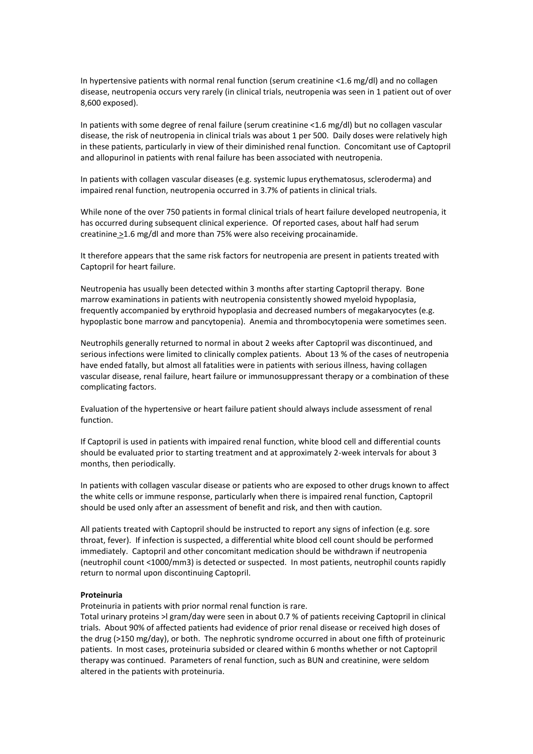In hypertensive patients with normal renal function (serum creatinine <1.6 mg/dl) and no collagen disease, neutropenia occurs very rarely (in clinical trials, neutropenia was seen in 1 patient out of over 8,600 exposed).

In patients with some degree of renal failure (serum creatinine <1.6 mg/dl) but no collagen vascular disease, the risk of neutropenia in clinical trials was about 1 per 500. Daily doses were relatively high in these patients, particularly in view of their diminished renal function. Concomitant use of Captopril and allopurinol in patients with renal failure has been associated with neutropenia.

In patients with collagen vascular diseases (e.g. systemic lupus erythematosus, scleroderma) and impaired renal function, neutropenia occurred in 3.7% of patients in clinical trials.

While none of the over 750 patients in formal clinical trials of heart failure developed neutropenia, it has occurred during subsequent clinical experience. Of reported cases, about half had serum creatinine ≥1.6 mg/dl and more than 75% were also receiving procainamide.

It therefore appears that the same risk factors for neutropenia are present in patients treated with Captopril for heart failure.

Neutropenia has usually been detected within 3 months after starting Captopril therapy. Bone marrow examinations in patients with neutropenia consistently showed myeloid hypoplasia, frequently accompanied by erythroid hypoplasia and decreased numbers of megakaryocytes (e.g. hypoplastic bone marrow and pancytopenia). Anemia and thrombocytopenia were sometimes seen.

Neutrophils generally returned to normal in about 2 weeks after Captopril was discontinued, and serious infections were limited to clinically complex patients. About 13 % of the cases of neutropenia have ended fatally, but almost all fatalities were in patients with serious illness, having collagen vascular disease, renal failure, heart failure or immunosuppressant therapy or a combination of these complicating factors.

Evaluation of the hypertensive or heart failure patient should always include assessment of renal function.

If Captopril is used in patients with impaired renal function, white blood cell and differential counts should be evaluated prior to starting treatment and at approximately 2-week intervals for about 3 months, then periodically.

In patients with collagen vascular disease or patients who are exposed to other drugs known to affect the white cells or immune response, particularly when there is impaired renal function, Captopril should be used only after an assessment of benefit and risk, and then with caution.

All patients treated with Captopril should be instructed to report any signs of infection (e.g. sore throat, fever). If infection is suspected, a differential white blood cell count should be performed immediately. Captopril and other concomitant medication should be withdrawn if neutropenia (neutrophil count <1000/mm3) is detected or suspected. In most patients, neutrophil counts rapidly return to normal upon discontinuing Captopril.

**Proteinuria**

Proteinuria in patients with prior normal renal function is rare.
Total urinary proteins >l gram/day were seen in about 0.7 % of patients receiving Captopril in clinical trials. About 90% of affected patients had evidence of prior renal disease or received high doses of the drug (>150 mg/day), or both. The nephrotic syndrome occurred in about one fifth of proteinuric patients. In most cases, proteinuria subsided or cleared within 6 months whether or not Captopril therapy was continued. Parameters of renal function, such as BUN and creatinine, were seldom altered in the patients with proteinuria.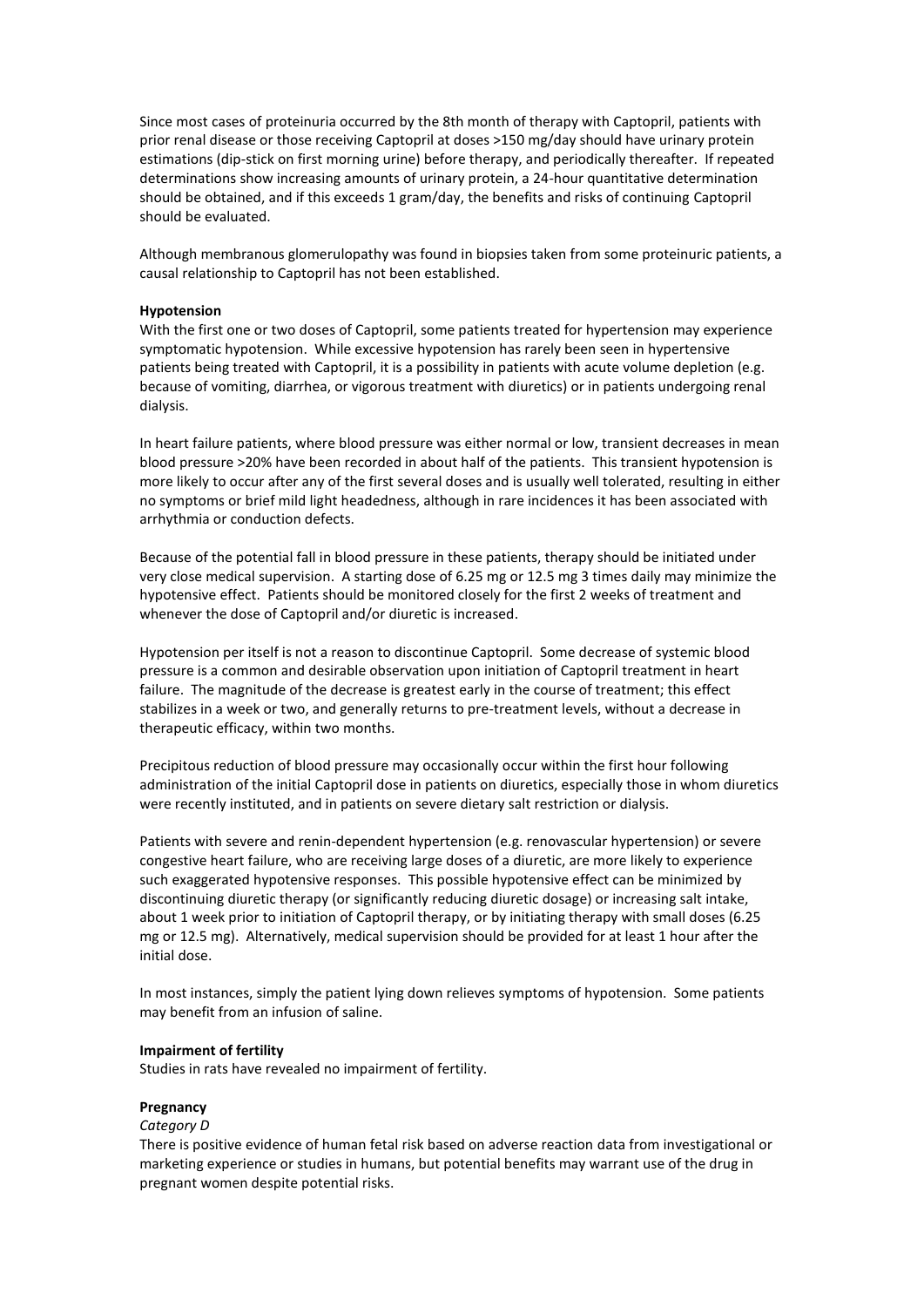Since most cases of proteinuria occurred by the 8th month of therapy with Captopril, patients with prior renal disease or those receiving Captopril at doses >150 mg/day should have urinary protein estimations (dip-stick on first morning urine) before therapy, and periodically thereafter. If repeated determinations show increasing amounts of urinary protein, a 24-hour quantitative determination should be obtained, and if this exceeds 1 gram/day, the benefits and risks of continuing Captopril should be evaluated.

Although membranous glomerulopathy was found in biopsies taken from some proteinuric patients, a causal relationship to Captopril has not been established.

**Hypotension**

With the first one or two doses of Captopril, some patients treated for hypertension may experience symptomatic hypotension. While excessive hypotension has rarely been seen in hypertensive patients being treated with Captopril, it is a possibility in patients with acute volume depletion (e.g. because of vomiting, diarrhea, or vigorous treatment with diuretics) or in patients undergoing renal dialysis.

In heart failure patients, where blood pressure was either normal or low, transient decreases in mean blood pressure >20% have been recorded in about half of the patients. This transient hypotension is more likely to occur after any of the first several doses and is usually well tolerated, resulting in either no symptoms or brief mild light headedness, although in rare incidences it has been associated with arrhythmia or conduction defects.

Because of the potential fall in blood pressure in these patients, therapy should be initiated under very close medical supervision. A starting dose of 6.25 mg or 12.5 mg 3 times daily may minimize the hypotensive effect. Patients should be monitored closely for the first 2 weeks of treatment and whenever the dose of Captopril and/or diuretic is increased.

Hypotension per itself is not a reason to discontinue Captopril. Some decrease of systemic blood pressure is a common and desirable observation upon initiation of Captopril treatment in heart failure. The magnitude of the decrease is greatest early in the course of treatment; this effect stabilizes in a week or two, and generally returns to pre-treatment levels, without a decrease in therapeutic efficacy, within two months.

Precipitous reduction of blood pressure may occasionally occur within the first hour following administration of the initial Captopril dose in patients on diuretics, especially those in whom diuretics were recently instituted, and in patients on severe dietary salt restriction or dialysis.

Patients with severe and renin-dependent hypertension (e.g. renovascular hypertension) or severe congestive heart failure, who are receiving large doses of a diuretic, are more likely to experience such exaggerated hypotensive responses. This possible hypotensive effect can be minimized by discontinuing diuretic therapy (or significantly reducing diuretic dosage) or increasing salt intake, about 1 week prior to initiation of Captopril therapy, or by initiating therapy with small doses (6.25 mg or 12.5 mg). Alternatively, medical supervision should be provided for at least 1 hour after the initial dose.

In most instances, simply the patient lying down relieves symptoms of hypotension. Some patients may benefit from an infusion of saline.

**Impairment of fertility**

Studies in rats have revealed no impairment of fertility.

**Pregnancy**

*Category D*

There is positive evidence of human fetal risk based on adverse reaction data from investigational or marketing experience or studies in humans, but potential benefits may warrant use of the drug in pregnant women despite potential risks.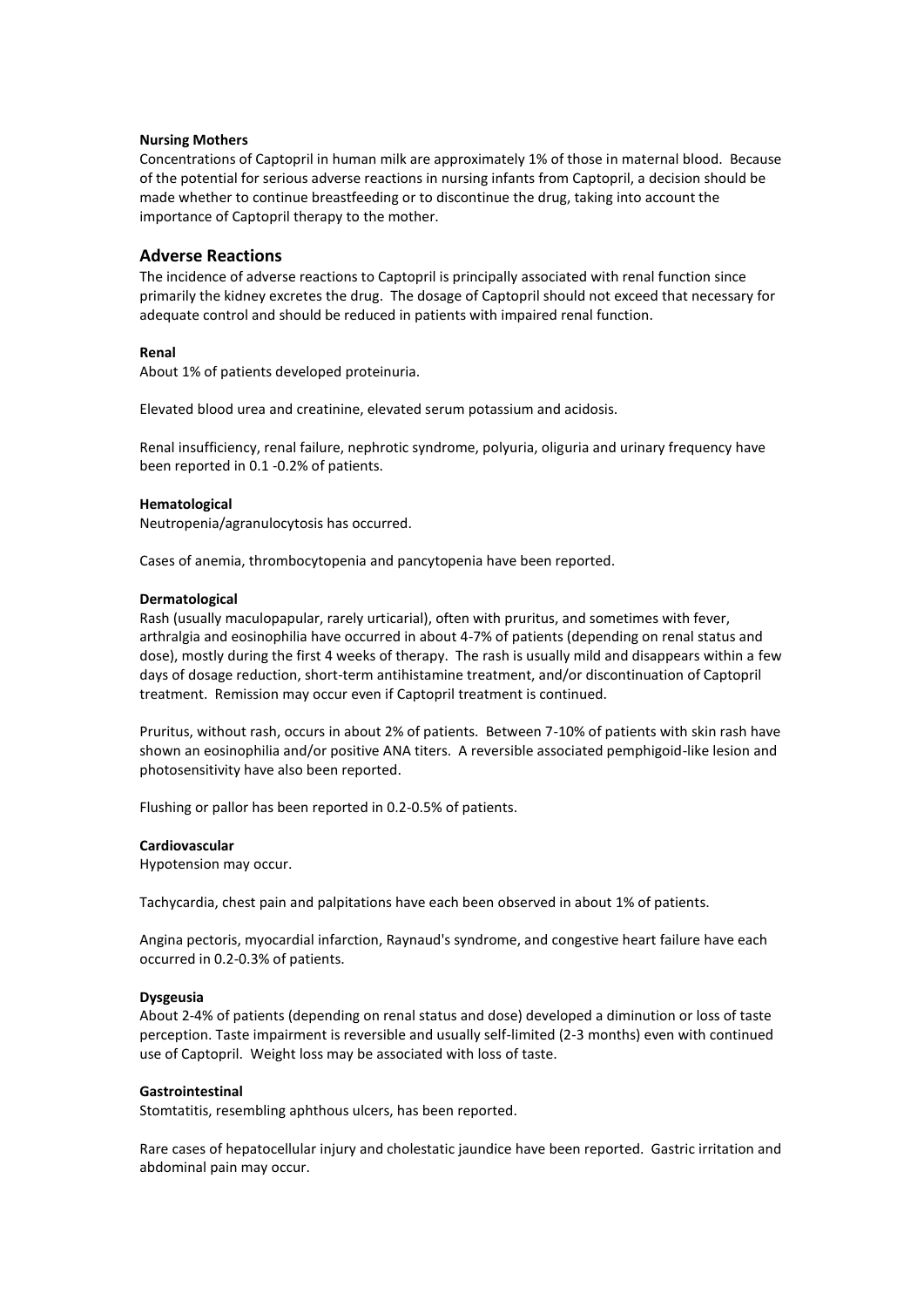**Nursing Mothers**

Concentrations of Captopril in human milk are approximately 1% of those in maternal blood. Because of the potential for serious adverse reactions in nursing infants from Captopril, a decision should be made whether to continue breastfeeding or to discontinue the drug, taking into account the importance of Captopril therapy to the mother.

## Adverse Reactions

The incidence of adverse reactions to Captopril is principally associated with renal function since primarily the kidney excretes the drug. The dosage of Captopril should not exceed that necessary for adequate control and should be reduced in patients with impaired renal function.

**Renal**

About 1% of patients developed proteinuria.

Elevated blood urea and creatinine, elevated serum potassium and acidosis.

Renal insufficiency, renal failure, nephrotic syndrome, polyuria, oliguria and urinary frequency have been reported in 0.1 -0.2% of patients.

**Hematological**

Neutropenia/agranulocytosis has occurred.

Cases of anemia, thrombocytopenia and pancytopenia have been reported.

**Dermatological**

Rash (usually maculopapular, rarely urticarial), often with pruritus, and sometimes with fever, arthralgia and eosinophilia have occurred in about 4-7% of patients (depending on renal status and dose), mostly during the first 4 weeks of therapy. The rash is usually mild and disappears within a few days of dosage reduction, short-term antihistamine treatment, and/or discontinuation of Captopril treatment. Remission may occur even if Captopril treatment is continued.

Pruritus, without rash, occurs in about 2% of patients. Between 7-10% of patients with skin rash have shown an eosinophilia and/or positive ANA titers. A reversible associated pemphigoid-like lesion and photosensitivity have also been reported.

Flushing or pallor has been reported in 0.2-0.5% of patients.

**Cardiovascular**

Hypotension may occur.

Tachycardia, chest pain and palpitations have each been observed in about 1% of patients.

Angina pectoris, myocardial infarction, Raynaud's syndrome, and congestive heart failure have each occurred in 0.2-0.3% of patients.

**Dysgeusia**

About 2-4% of patients (depending on renal status and dose) developed a diminution or loss of taste perception. Taste impairment is reversible and usually self-limited (2-3 months) even with continued use of Captopril. Weight loss may be associated with loss of taste.

**Gastrointestinal**

Stomtatitis, resembling aphthous ulcers, has been reported.

Rare cases of hepatocellular injury and cholestatic jaundice have been reported. Gastric irritation and abdominal pain may occur.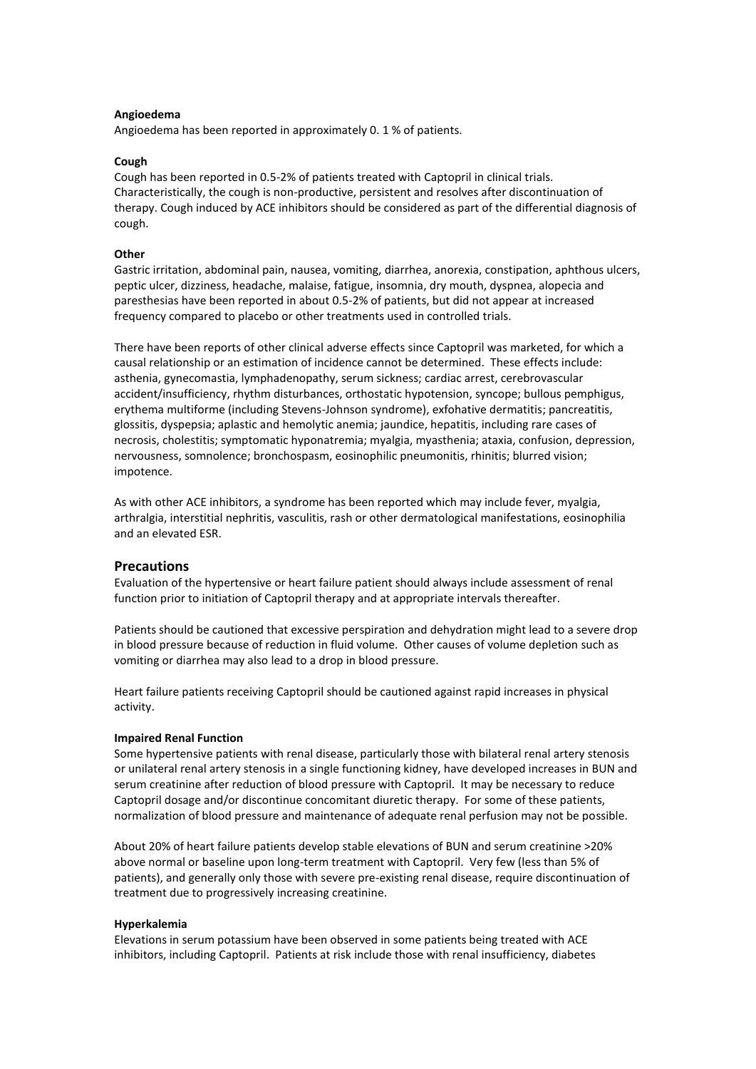**Angioedema**

Angioedema has been reported in approximately 0. 1 % of patients.

**Cough**

Cough has been reported in 0.5-2% of patients treated with Captopril in clinical trials. Characteristically, the cough is non-productive, persistent and resolves after discontinuation of therapy. Cough induced by ACE inhibitors should be considered as part of the differential diagnosis of cough.

**Other**

Gastric irritation, abdominal pain, nausea, vomiting, diarrhea, anorexia, constipation, aphthous ulcers, peptic ulcer, dizziness, headache, malaise, fatigue, insomnia, dry mouth, dyspnea, alopecia and paresthesias have been reported in about 0.5-2% of patients, but did not appear at increased frequency compared to placebo or other treatments used in controlled trials.

There have been reports of other clinical adverse effects since Captopril was marketed, for which a causal relationship or an estimation of incidence cannot be determined. These effects include: asthenia, gynecomastia, lymphadenopathy, serum sickness; cardiac arrest, cerebrovascular accident/insufficiency, rhythm disturbances, orthostatic hypotension, syncope; bullous pemphigus, erythema multiforme (including Stevens-Johnson syndrome), exfohative dermatitis; pancreatitis, glossitis, dyspepsia; aplastic and hemolytic anemia; jaundice, hepatitis, including rare cases of necrosis, cholestitis; symptomatic hyponatremia; myalgia, myasthenia; ataxia, confusion, depression, nervousness, somnolence; bronchospasm, eosinophilic pneumonitis, rhinitis; blurred vision; impotence.

As with other ACE inhibitors, a syndrome has been reported which may include fever, myalgia, arthralgia, interstitial nephritis, vasculitis, rash or other dermatological manifestations, eosinophilia and an elevated ESR.

## Precautions

Evaluation of the hypertensive or heart failure patient should always include assessment of renal function prior to initiation of Captopril therapy and at appropriate intervals thereafter.

Patients should be cautioned that excessive perspiration and dehydration might lead to a severe drop in blood pressure because of reduction in fluid volume. Other causes of volume depletion such as vomiting or diarrhea may also lead to a drop in blood pressure.

Heart failure patients receiving Captopril should be cautioned against rapid increases in physical activity.

**Impaired Renal Function**

Some hypertensive patients with renal disease, particularly those with bilateral renal artery stenosis or unilateral renal artery stenosis in a single functioning kidney, have developed increases in BUN and serum creatinine after reduction of blood pressure with Captopril. It may be necessary to reduce Captopril dosage and/or discontinue concomitant diuretic therapy. For some of these patients, normalization of blood pressure and maintenance of adequate renal perfusion may not be possible.

About 20% of heart failure patients develop stable elevations of BUN and serum creatinine >20% above normal or baseline upon long-term treatment with Captopril. Very few (less than 5% of patients), and generally only those with severe pre-existing renal disease, require discontinuation of treatment due to progressively increasing creatinine.

**Hyperkalemia**

Elevations in serum potassium have been observed in some patients being treated with ACE inhibitors, including Captopril. Patients at risk include those with renal insufficiency, diabetes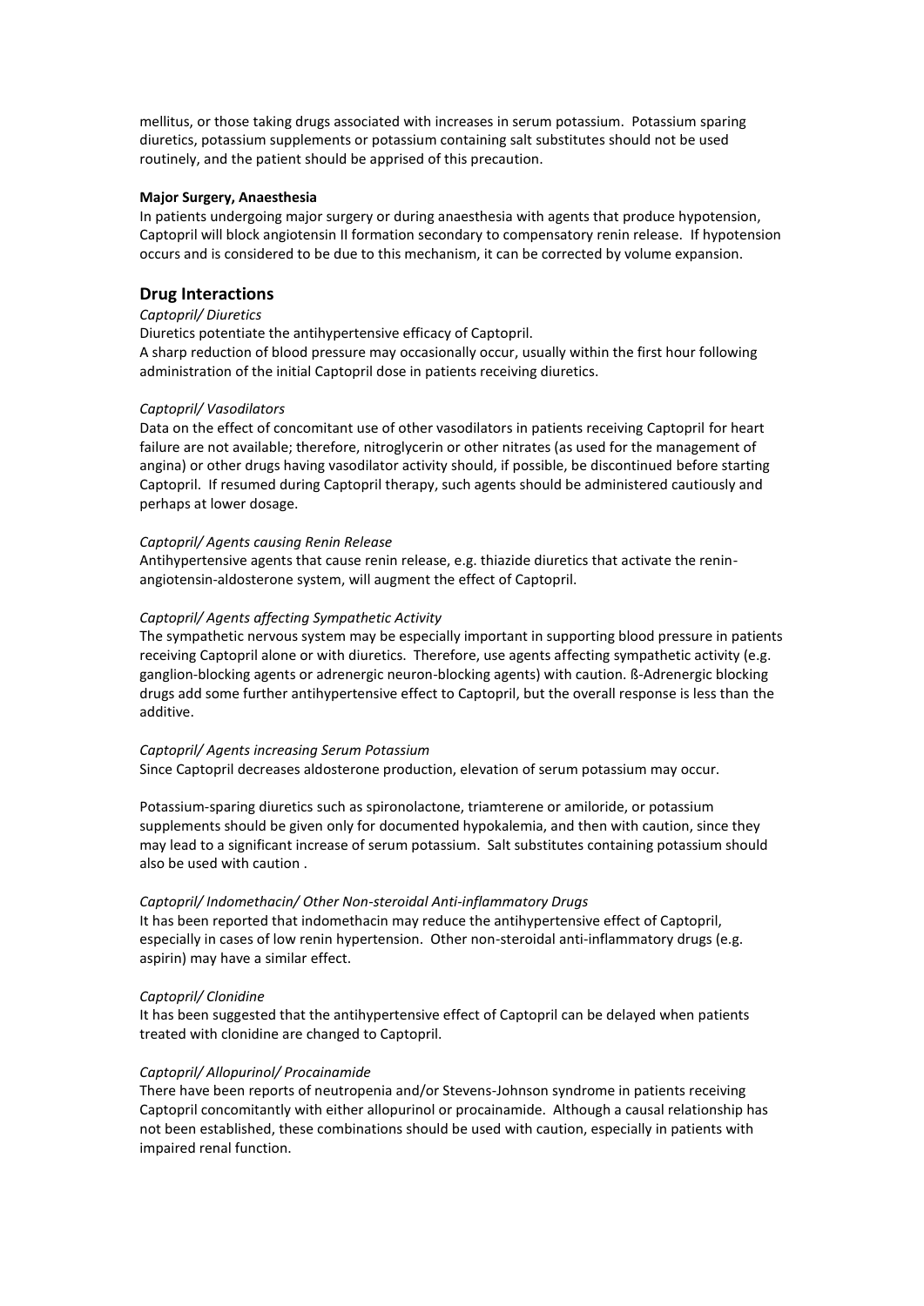mellitus, or those taking drugs associated with increases in serum potassium. Potassium sparing diuretics, potassium supplements or potassium containing salt substitutes should not be used routinely, and the patient should be apprised of this precaution.

**Major Surgery, Anaesthesia**

In patients undergoing major surgery or during anaesthesia with agents that produce hypotension, Captopril will block angiotensin II formation secondary to compensatory renin release. If hypotension occurs and is considered to be due to this mechanism, it can be corrected by volume expansion.

## Drug Interactions

*Captopril/ Diuretics*

Diuretics potentiate the antihypertensive efficacy of Captopril.
A sharp reduction of blood pressure may occasionally occur, usually within the first hour following administration of the initial Captopril dose in patients receiving diuretics.

*Captopril/ Vasodilators*

Data on the effect of concomitant use of other vasodilators in patients receiving Captopril for heart failure are not available; therefore, nitroglycerin or other nitrates (as used for the management of angina) or other drugs having vasodilator activity should, if possible, be discontinued before starting Captopril. If resumed during Captopril therapy, such agents should be administered cautiously and perhaps at lower dosage.

*Captopril/ Agents causing Renin Release*

Antihypertensive agents that cause renin release, e.g. thiazide diuretics that activate the renin-angiotensin-aldosterone system, will augment the effect of Captopril.

*Captopril/ Agents affecting Sympathetic Activity*

The sympathetic nervous system may be especially important in supporting blood pressure in patients receiving Captopril alone or with diuretics. Therefore, use agents affecting sympathetic activity (e.g. ganglion-blocking agents or adrenergic neuron-blocking agents) with caution. ß-Adrenergic blocking drugs add some further antihypertensive effect to Captopril, but the overall response is less than the additive.

*Captopril/ Agents increasing Serum Potassium*

Since Captopril decreases aldosterone production, elevation of serum potassium may occur.

Potassium-sparing diuretics such as spironolactone, triamterene or amiloride, or potassium supplements should be given only for documented hypokalemia, and then with caution, since they may lead to a significant increase of serum potassium. Salt substitutes containing potassium should also be used with caution .

*Captopril/ Indomethacin/ Other Non-steroidal Anti-inflammatory Drugs*

It has been reported that indomethacin may reduce the antihypertensive effect of Captopril, especially in cases of low renin hypertension. Other non-steroidal anti-inflammatory drugs (e.g. aspirin) may have a similar effect.

*Captopril/ Clonidine*

It has been suggested that the antihypertensive effect of Captopril can be delayed when patients treated with clonidine are changed to Captopril.

*Captopril/ Allopurinol/ Procainamide*

There have been reports of neutropenia and/or Stevens-Johnson syndrome in patients receiving Captopril concomitantly with either allopurinol or procainamide. Although a causal relationship has not been established, these combinations should be used with caution, especially in patients with impaired renal function.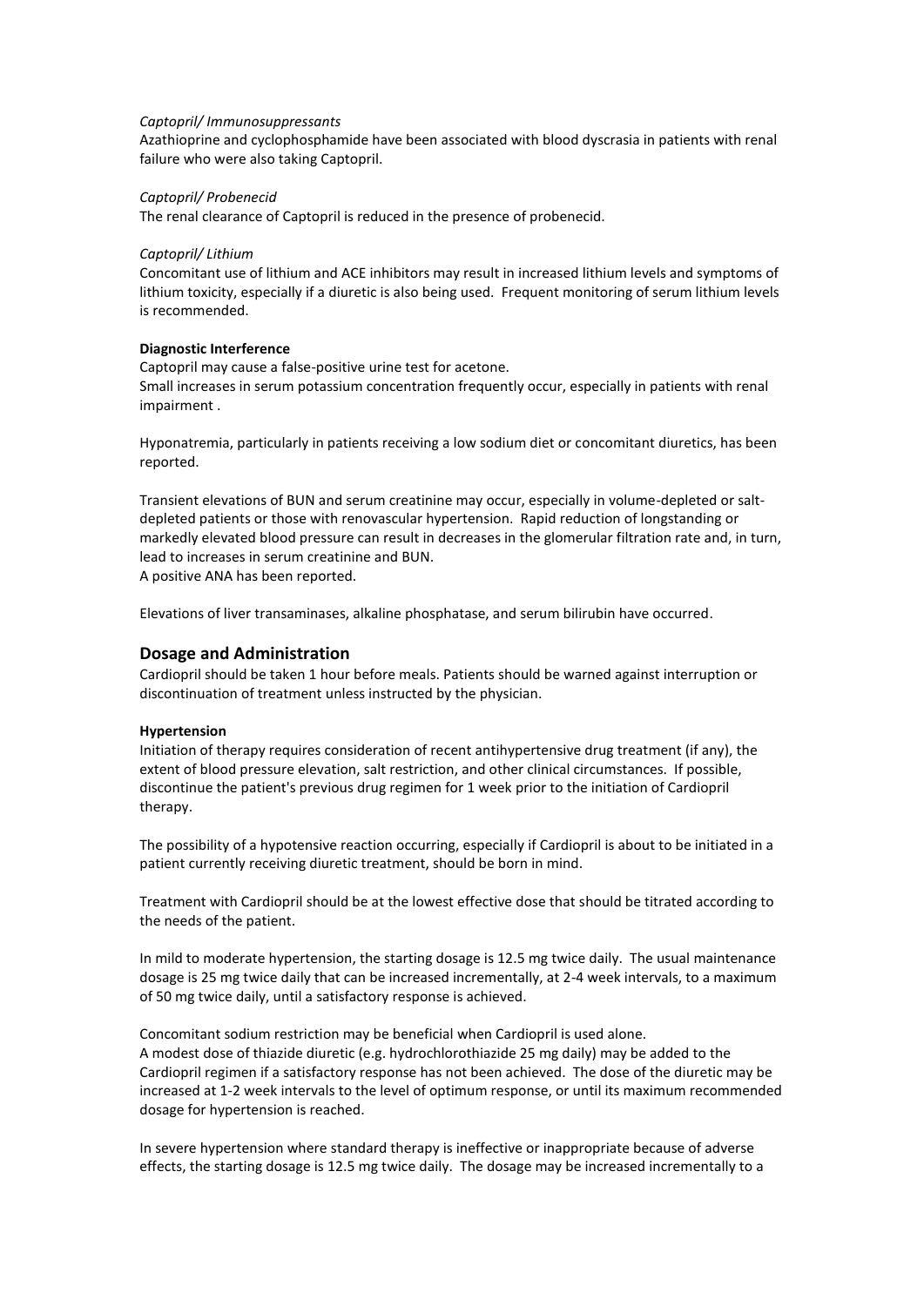*Captopril/ Immunosuppressants*
Azathioprine and cyclophosphamide have been associated with blood dyscrasia in patients with renal failure who were also taking Captopril.

*Captopril/ Probenecid*
The renal clearance of Captopril is reduced in the presence of probenecid.

*Captopril/ Lithium*
Concomitant use of lithium and ACE inhibitors may result in increased lithium levels and symptoms of lithium toxicity, especially if a diuretic is also being used. Frequent monitoring of serum lithium levels is recommended.

**Diagnostic Interference**
Captopril may cause a false-positive urine test for acetone.
Small increases in serum potassium concentration frequently occur, especially in patients with renal impairment .

Hyponatremia, particularly in patients receiving a low sodium diet or concomitant diuretics, has been reported.

Transient elevations of BUN and serum creatinine may occur, especially in volume-depleted or salt-depleted patients or those with renovascular hypertension. Rapid reduction of longstanding or markedly elevated blood pressure can result in decreases in the glomerular filtration rate and, in turn, lead to increases in serum creatinine and BUN.
A positive ANA has been reported.

Elevations of liver transaminases, alkaline phosphatase, and serum bilirubin have occurred.

## Dosage and Administration

Cardiopril should be taken 1 hour before meals. Patients should be warned against interruption or discontinuation of treatment unless instructed by the physician.

**Hypertension**
Initiation of therapy requires consideration of recent antihypertensive drug treatment (if any), the extent of blood pressure elevation, salt restriction, and other clinical circumstances. If possible, discontinue the patient's previous drug regimen for 1 week prior to the initiation of Cardiopril therapy.

The possibility of a hypotensive reaction occurring, especially if Cardiopril is about to be initiated in a patient currently receiving diuretic treatment, should be born in mind.

Treatment with Cardiopril should be at the lowest effective dose that should be titrated according to the needs of the patient.

In mild to moderate hypertension, the starting dosage is 12.5 mg twice daily. The usual maintenance dosage is 25 mg twice daily that can be increased incrementally, at 2-4 week intervals, to a maximum of 50 mg twice daily, until a satisfactory response is achieved.

Concomitant sodium restriction may be beneficial when Cardiopril is used alone.
A modest dose of thiazide diuretic (e.g. hydrochlorothiazide 25 mg daily) may be added to the Cardiopril regimen if a satisfactory response has not been achieved. The dose of the diuretic may be increased at 1-2 week intervals to the level of optimum response, or until its maximum recommended dosage for hypertension is reached.

In severe hypertension where standard therapy is ineffective or inappropriate because of adverse effects, the starting dosage is 12.5 mg twice daily. The dosage may be increased incrementally to a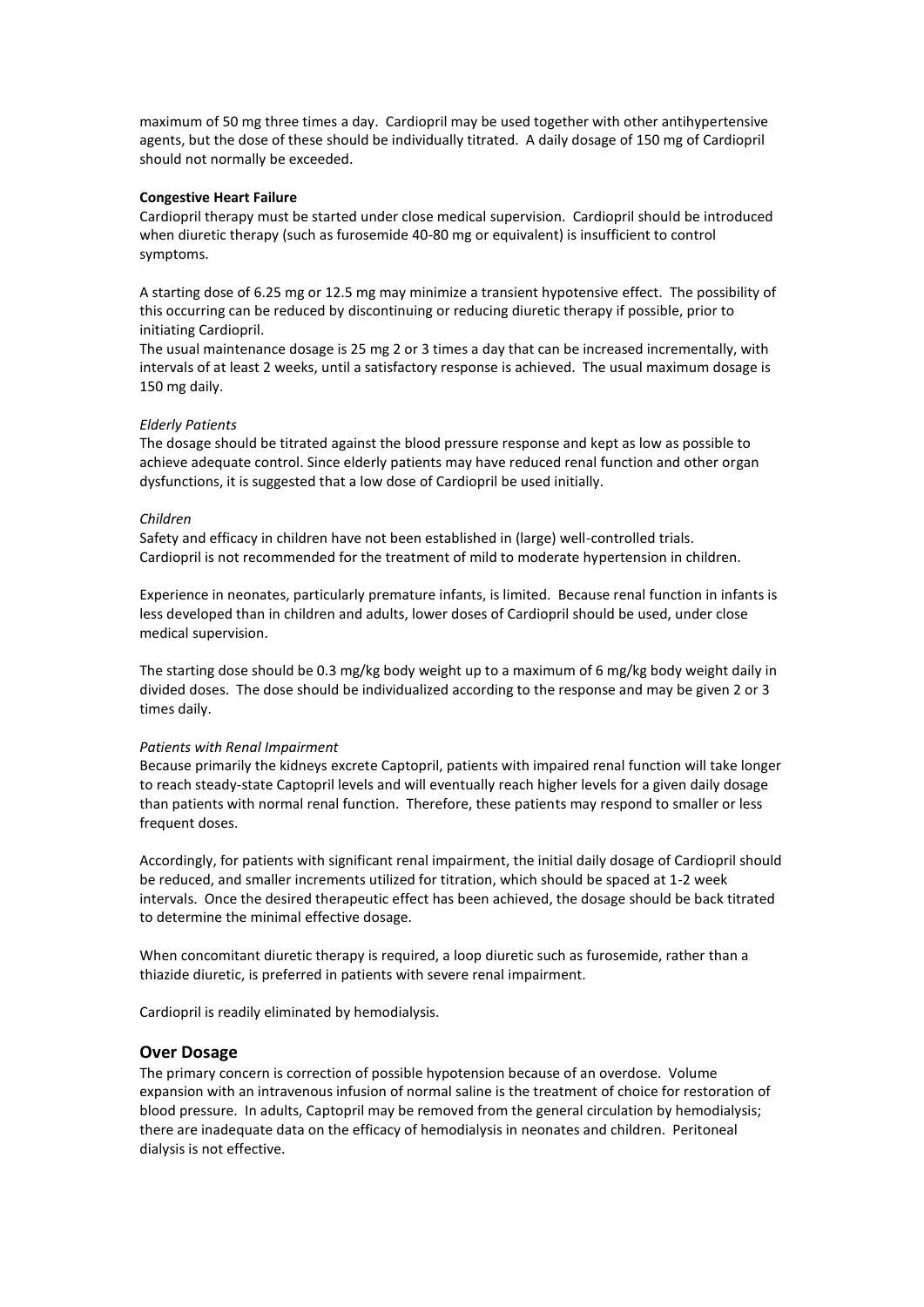maximum of 50 mg three times a day. Cardiopril may be used together with other antihypertensive agents, but the dose of these should be individually titrated. A daily dosage of 150 mg of Cardiopril should not normally be exceeded.

**Congestive Heart Failure**

Cardiopril therapy must be started under close medical supervision. Cardiopril should be introduced when diuretic therapy (such as furosemide 40-80 mg or equivalent) is insufficient to control symptoms.

A starting dose of 6.25 mg or 12.5 mg may minimize a transient hypotensive effect. The possibility of this occurring can be reduced by discontinuing or reducing diuretic therapy if possible, prior to initiating Cardiopril.

The usual maintenance dosage is 25 mg 2 or 3 times a day that can be increased incrementally, with intervals of at least 2 weeks, until a satisfactory response is achieved. The usual maximum dosage is 150 mg daily.

*Elderly Patients*

The dosage should be titrated against the blood pressure response and kept as low as possible to achieve adequate control. Since elderly patients may have reduced renal function and other organ dysfunctions, it is suggested that a low dose of Cardiopril be used initially.

*Children*

Safety and efficacy in children have not been established in (large) well-controlled trials. Cardiopril is not recommended for the treatment of mild to moderate hypertension in children.

Experience in neonates, particularly premature infants, is limited. Because renal function in infants is less developed than in children and adults, lower doses of Cardiopril should be used, under close medical supervision.

The starting dose should be 0.3 mg/kg body weight up to a maximum of 6 mg/kg body weight daily in divided doses. The dose should be individualized according to the response and may be given 2 or 3 times daily.

*Patients with Renal Impairment*

Because primarily the kidneys excrete Captopril, patients with impaired renal function will take longer to reach steady-state Captopril levels and will eventually reach higher levels for a given daily dosage than patients with normal renal function. Therefore, these patients may respond to smaller or less frequent doses.

Accordingly, for patients with significant renal impairment, the initial daily dosage of Cardiopril should be reduced, and smaller increments utilized for titration, which should be spaced at 1-2 week intervals. Once the desired therapeutic effect has been achieved, the dosage should be back titrated to determine the minimal effective dosage.

When concomitant diuretic therapy is required, a loop diuretic such as furosemide, rather than a thiazide diuretic, is preferred in patients with severe renal impairment.

Cardiopril is readily eliminated by hemodialysis.

## Over Dosage

The primary concern is correction of possible hypotension because of an overdose. Volume expansion with an intravenous infusion of normal saline is the treatment of choice for restoration of blood pressure. In adults, Captopril may be removed from the general circulation by hemodialysis; there are inadequate data on the efficacy of hemodialysis in neonates and children. Peritoneal dialysis is not effective.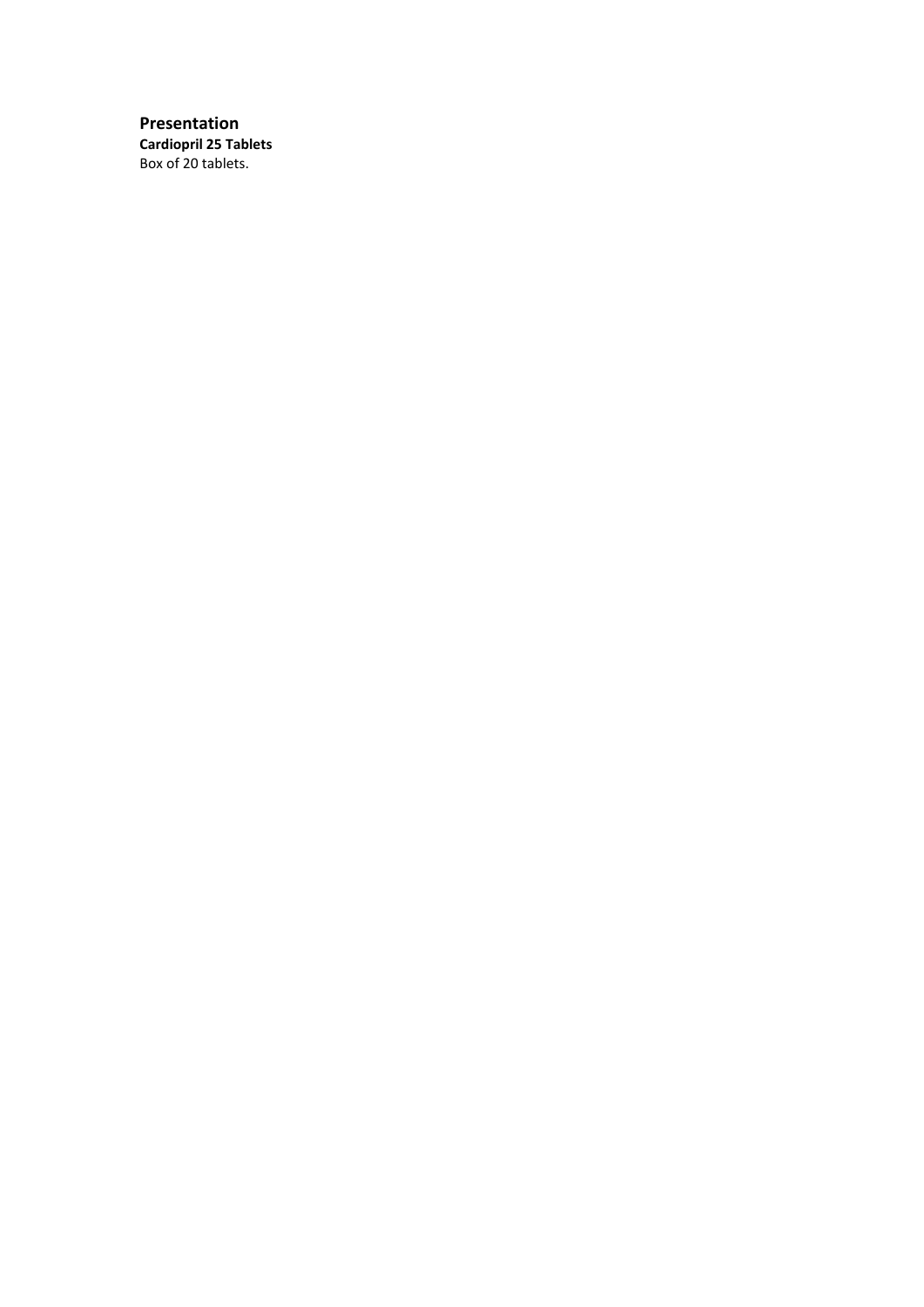## Presentation

**Cardiopril 25 Tablets**

Box of 20 tablets.